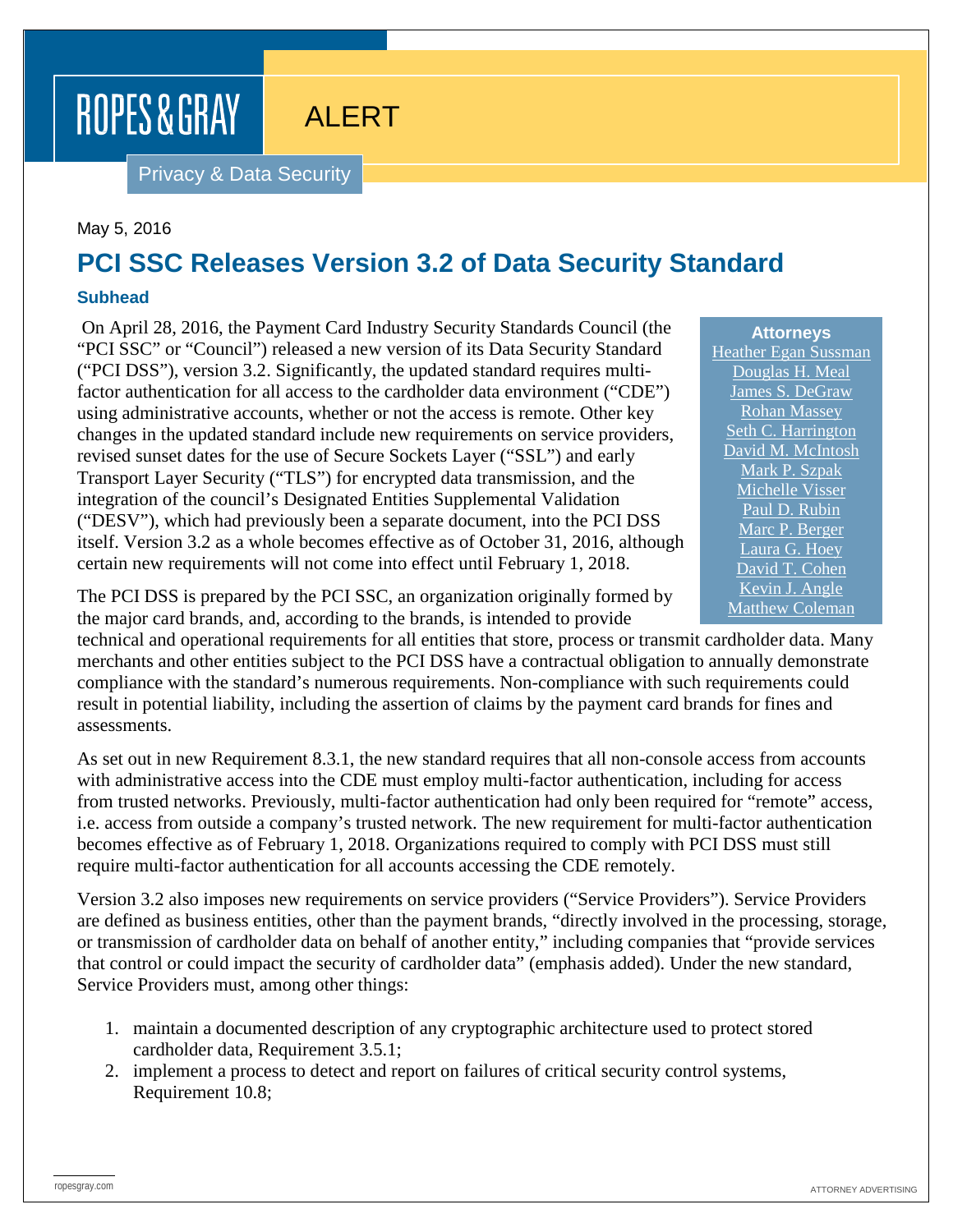ROPES & GRAY

ALERT

Privacy & Data Security

May 5, 2016

# PCI SSC Releases Version 3.2 of Data Security Standard

### Subhead

**Attorneys**
Heather Egan Sussman
Douglas H. Meal
James S. DeGraw
Rohan Massey
Seth C. Harrington
David M. McIntosh
Mark P. Szpak
Michelle Visser
Paul D. Rubin
Marc P. Berger
Laura G. Hoey
David T. Cohen
Kevin J. Angle
Matthew Coleman

On April 28, 2016, the Payment Card Industry Security Standards Council (the "PCI SSC" or "Council") released a new version of its Data Security Standard ("PCI DSS"), version 3.2. Significantly, the updated standard requires multi-factor authentication for all access to the cardholder data environment ("CDE") using administrative accounts, whether or not the access is remote. Other key changes in the updated standard include new requirements on service providers, revised sunset dates for the use of Secure Sockets Layer ("SSL") and early Transport Layer Security ("TLS") for encrypted data transmission, and the integration of the council's Designated Entities Supplemental Validation ("DESV"), which had previously been a separate document, into the PCI DSS itself. Version 3.2 as a whole becomes effective as of October 31, 2016, although certain new requirements will not come into effect until February 1, 2018.

The PCI DSS is prepared by the PCI SSC, an organization originally formed by the major card brands, and, according to the brands, is intended to provide technical and operational requirements for all entities that store, process or transmit cardholder data. Many merchants and other entities subject to the PCI DSS have a contractual obligation to annually demonstrate compliance with the standard's numerous requirements. Non-compliance with such requirements could result in potential liability, including the assertion of claims by the payment card brands for fines and assessments.

As set out in new Requirement 8.3.1, the new standard requires that all non-console access from accounts with administrative access into the CDE must employ multi-factor authentication, including for access from trusted networks. Previously, multi-factor authentication had only been required for "remote" access, i.e. access from outside a company's trusted network. The new requirement for multi-factor authentication becomes effective as of February 1, 2018. Organizations required to comply with PCI DSS must still require multi-factor authentication for all accounts accessing the CDE remotely.

Version 3.2 also imposes new requirements on service providers ("Service Providers"). Service Providers are defined as business entities, other than the payment brands, "directly involved in the processing, storage, or transmission of cardholder data on behalf of another entity," including companies that "provide services that control or could impact the security of cardholder data" (emphasis added). Under the new standard, Service Providers must, among other things:

1. maintain a documented description of any cryptographic architecture used to protect stored cardholder data, Requirement 3.5.1;
2. implement a process to detect and report on failures of critical security control systems, Requirement 10.8;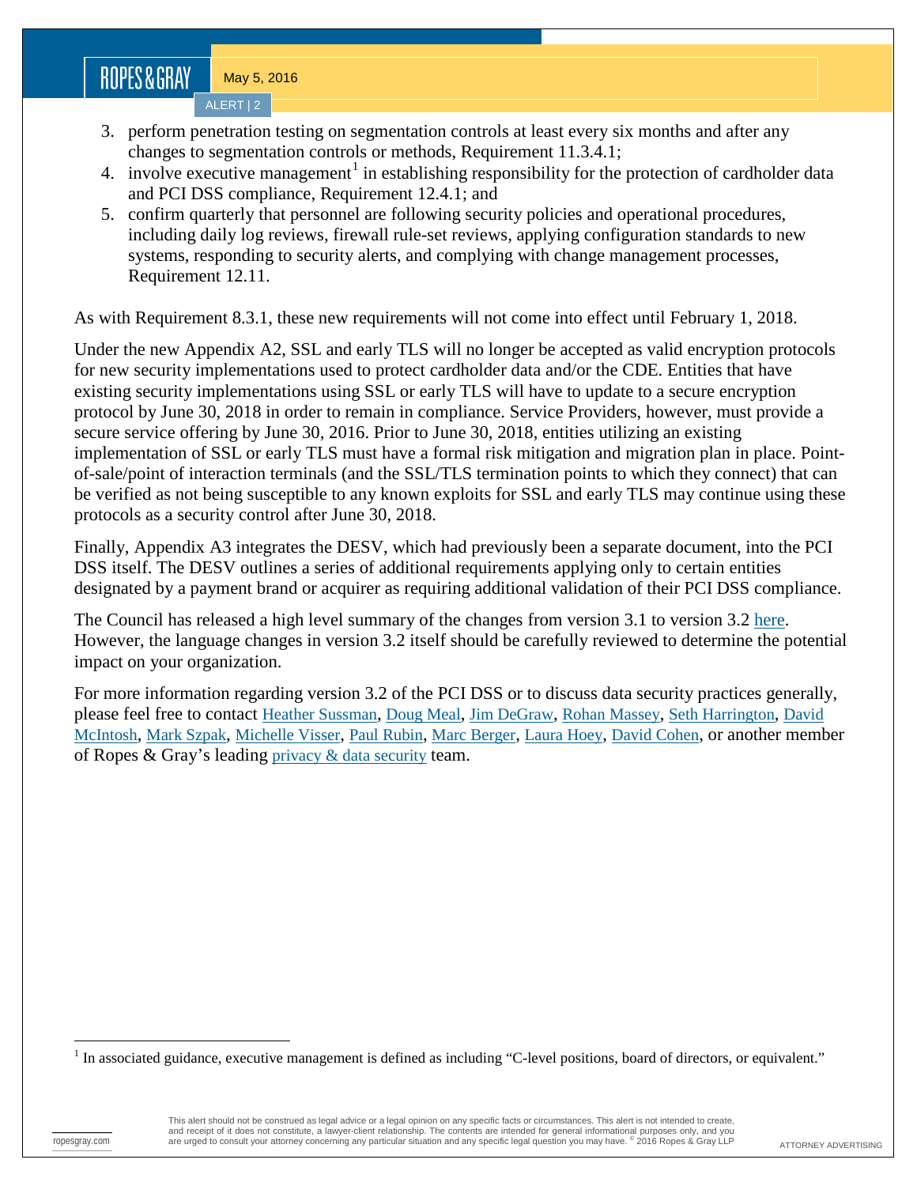3. perform penetration testing on segmentation controls at least every six months and after any changes to segmentation controls or methods, Requirement 11.3.4.1;
4. involve executive management[1] in establishing responsibility for the protection of cardholder data and PCI DSS compliance, Requirement 12.4.1; and
5. confirm quarterly that personnel are following security policies and operational procedures, including daily log reviews, firewall rule-set reviews, applying configuration standards to new systems, responding to security alerts, and complying with change management processes, Requirement 12.11.

As with Requirement 8.3.1, these new requirements will not come into effect until February 1, 2018.

Under the new Appendix A2, SSL and early TLS will no longer be accepted as valid encryption protocols for new security implementations used to protect cardholder data and/or the CDE. Entities that have existing security implementations using SSL or early TLS will have to update to a secure encryption protocol by June 30, 2018 in order to remain in compliance. Service Providers, however, must provide a secure service offering by June 30, 2016. Prior to June 30, 2018, entities utilizing an existing implementation of SSL or early TLS must have a formal risk mitigation and migration plan in place. Point-of-sale/point of interaction terminals (and the SSL/TLS termination points to which they connect) that can be verified as not being susceptible to any known exploits for SSL and early TLS may continue using these protocols as a security control after June 30, 2018.

Finally, Appendix A3 integrates the DESV, which had previously been a separate document, into the PCI DSS itself. The DESV outlines a series of additional requirements applying only to certain entities designated by a payment brand or acquirer as requiring additional validation of their PCI DSS compliance.

The Council has released a high level summary of the changes from version 3.1 to version 3.2 here. However, the language changes in version 3.2 itself should be carefully reviewed to determine the potential impact on your organization.

For more information regarding version 3.2 of the PCI DSS or to discuss data security practices generally, please feel free to contact Heather Sussman, Doug Meal, Jim DeGraw, Rohan Massey, Seth Harrington, David McIntosh, Mark Szpak, Michelle Visser, Paul Rubin, Marc Berger, Laura Hoey, David Cohen, or another member of Ropes & Gray's leading privacy & data security team.

[1] In associated guidance, executive management is defined as including "C-level positions, board of directors, or equivalent."

This alert should not be construed as legal advice or a legal opinion on any specific facts or circumstances. This alert is not intended to create, and receipt of it does not constitute, a lawyer-client relationship. The contents are intended for general informational purposes only, and you are urged to consult your attorney concerning any particular situation and any specific legal question you may have. © 2016 Ropes & Gray LLP

ATTORNEY ADVERTISING